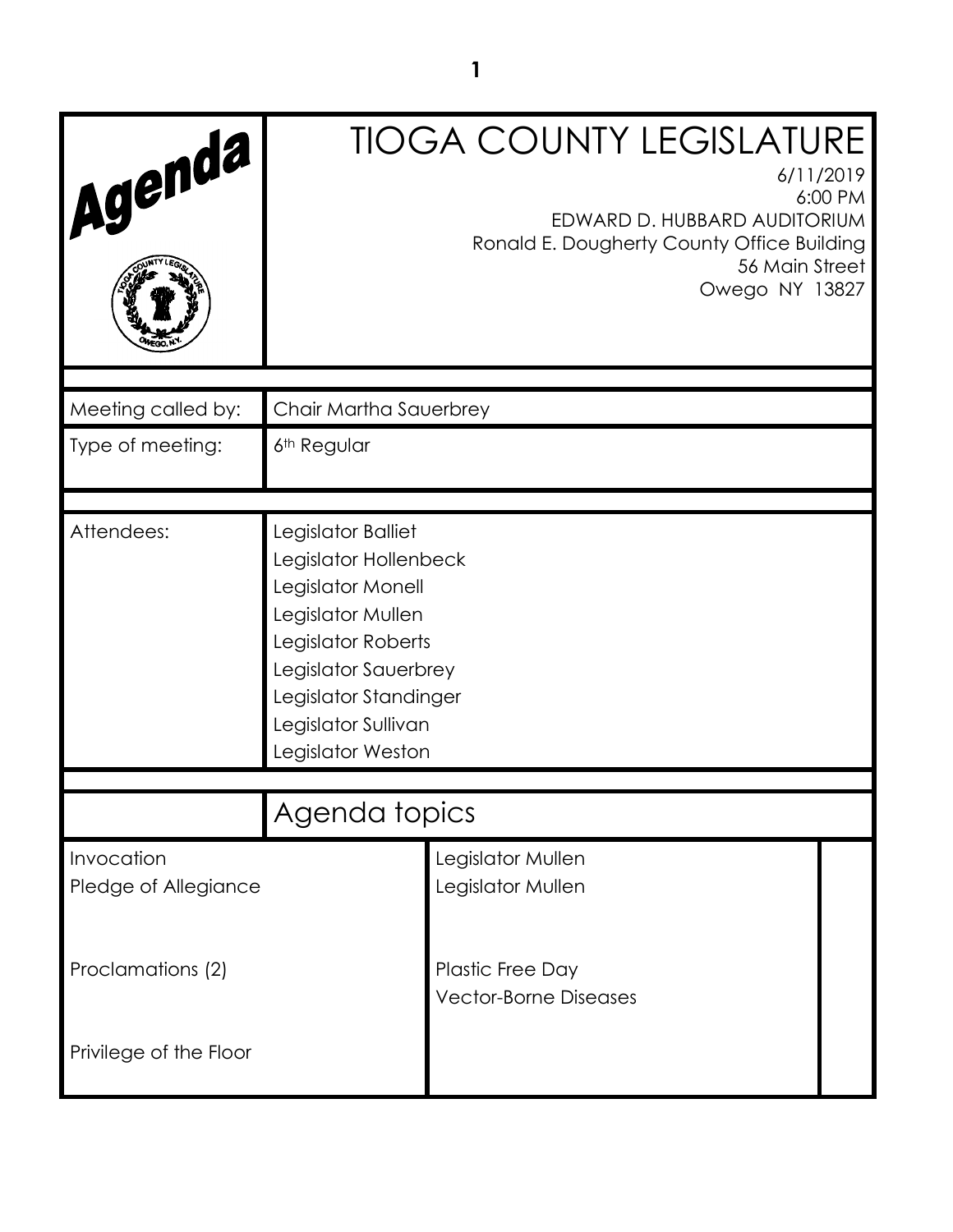# Agenda

# TIOGA COUNTY LEGISLATURE

6/11/2019
6:00 PM
EDWARD D. HUBBARD AUDITORIUM
Ronald E. Dougherty County Office Building
56 Main Street
Owego NY 13827

| | |
|---|---|
| Meeting called by: | Chair Martha Sauerbrey |
| Type of meeting: | 6th Regular |

| | |
|---|---|
| Attendees: | Legislator Balliet<br>Legislator Hollenbeck<br>Legislator Monell<br>Legislator Mullen<br>Legislator Roberts<br>Legislator Sauerbrey<br>Legislator Standinger<br>Legislator Sullivan<br>Legislator Weston |

## Agenda topics

| | | |
|---|---|---|
| Invocation | Legislator Mullen | |
| Pledge of Allegiance | Legislator Mullen | |
| Proclamations (2) | Plastic Free Day<br>Vector-Borne Diseases | |
| Privilege of the Floor | | |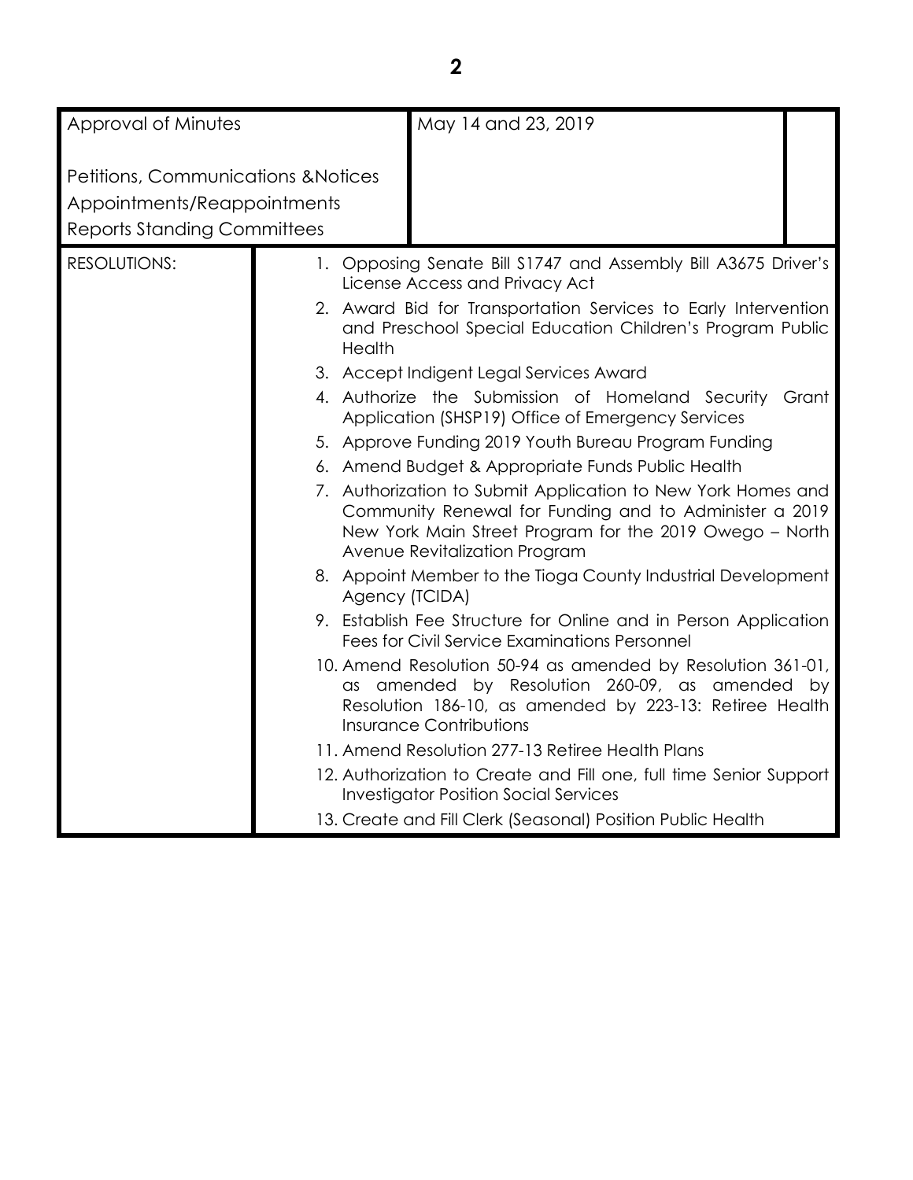| | |
|---|---|
| Approval of Minutes | May 14 and 23, 2019 |
| Petitions, Communications &Notices<br>Appointments/Reappointments<br>Reports Standing Committees | |

RESOLUTIONS:

1. Opposing Senate Bill S1747 and Assembly Bill A3675 Driver's License Access and Privacy Act
2. Award Bid for Transportation Services to Early Intervention and Preschool Special Education Children's Program Public Health
3. Accept Indigent Legal Services Award
4. Authorize the Submission of Homeland Security Grant Application (SHSP19) Office of Emergency Services
5. Approve Funding 2019 Youth Bureau Program Funding
6. Amend Budget & Appropriate Funds Public Health
7. Authorization to Submit Application to New York Homes and Community Renewal for Funding and to Administer a 2019 New York Main Street Program for the 2019 Owego – North Avenue Revitalization Program
8. Appoint Member to the Tioga County Industrial Development Agency (TCIDA)
9. Establish Fee Structure for Online and in Person Application Fees for Civil Service Examinations Personnel
10. Amend Resolution 50-94 as amended by Resolution 361-01, as amended by Resolution 260-09, as amended by Resolution 186-10, as amended by 223-13: Retiree Health Insurance Contributions
11. Amend Resolution 277-13 Retiree Health Plans
12. Authorization to Create and Fill one, full time Senior Support Investigator Position Social Services
13. Create and Fill Clerk (Seasonal) Position Public Health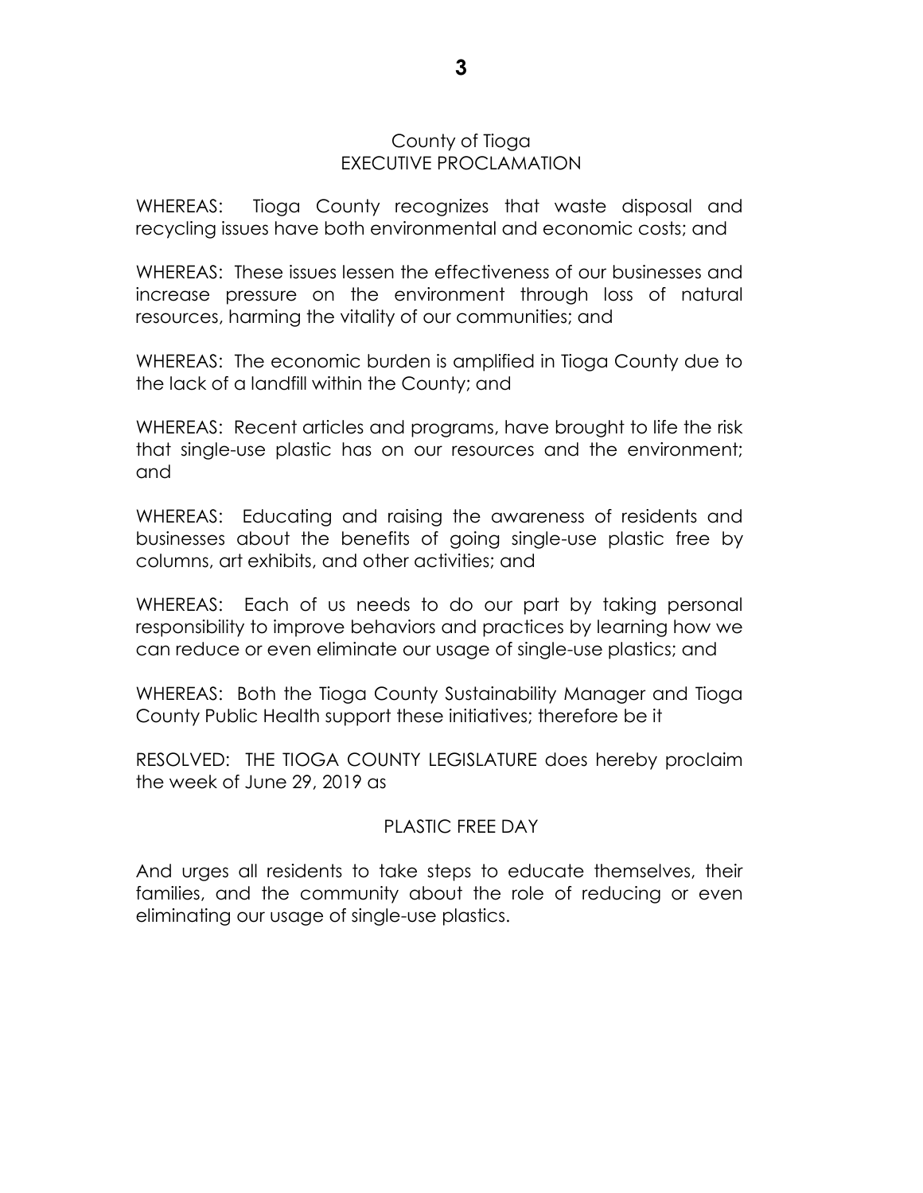County of Tioga
EXECUTIVE PROCLAMATION

WHEREAS: Tioga County recognizes that waste disposal and recycling issues have both environmental and economic costs; and

WHEREAS: These issues lessen the effectiveness of our businesses and increase pressure on the environment through loss of natural resources, harming the vitality of our communities; and

WHEREAS: The economic burden is amplified in Tioga County due to the lack of a landfill within the County; and

WHEREAS: Recent articles and programs, have brought to life the risk that single-use plastic has on our resources and the environment; and

WHEREAS: Educating and raising the awareness of residents and businesses about the benefits of going single-use plastic free by columns, art exhibits, and other activities; and

WHEREAS: Each of us needs to do our part by taking personal responsibility to improve behaviors and practices by learning how we can reduce or even eliminate our usage of single-use plastics; and

WHEREAS: Both the Tioga County Sustainability Manager and Tioga County Public Health support these initiatives; therefore be it

RESOLVED: THE TIOGA COUNTY LEGISLATURE does hereby proclaim the week of June 29, 2019 as

PLASTIC FREE DAY

And urges all residents to take steps to educate themselves, their families, and the community about the role of reducing or even eliminating our usage of single-use plastics.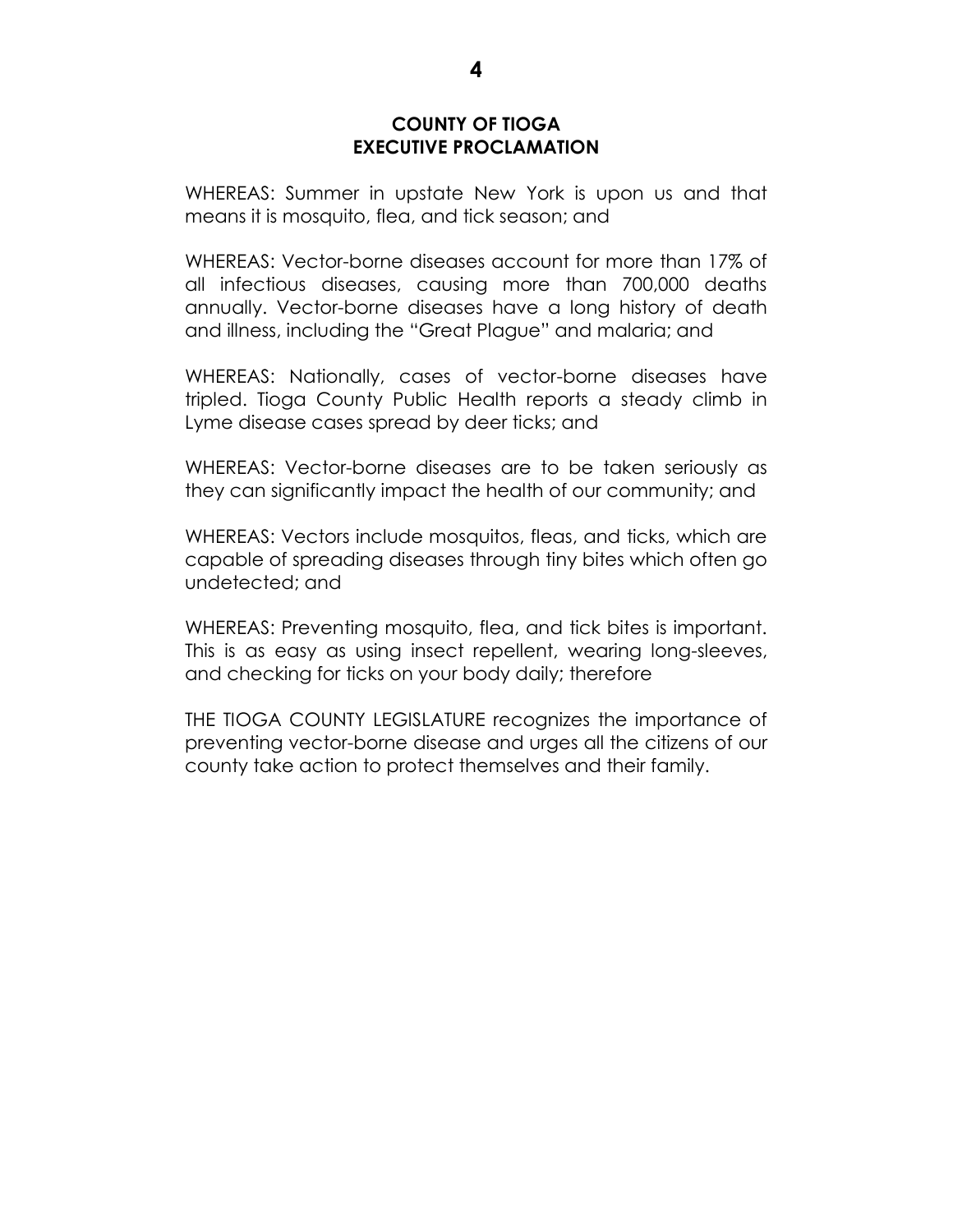## COUNTY OF TIOGA
## EXECUTIVE PROCLAMATION

WHEREAS: Summer in upstate New York is upon us and that means it is mosquito, flea, and tick season; and

WHEREAS: Vector-borne diseases account for more than 17% of all infectious diseases, causing more than 700,000 deaths annually. Vector-borne diseases have a long history of death and illness, including the "Great Plague" and malaria; and

WHEREAS: Nationally, cases of vector-borne diseases have tripled. Tioga County Public Health reports a steady climb in Lyme disease cases spread by deer ticks; and

WHEREAS: Vector-borne diseases are to be taken seriously as they can significantly impact the health of our community; and

WHEREAS: Vectors include mosquitos, fleas, and ticks, which are capable of spreading diseases through tiny bites which often go undetected; and

WHEREAS: Preventing mosquito, flea, and tick bites is important. This is as easy as using insect repellent, wearing long-sleeves, and checking for ticks on your body daily; therefore

THE TIOGA COUNTY LEGISLATURE recognizes the importance of preventing vector-borne disease and urges all the citizens of our county take action to protect themselves and their family.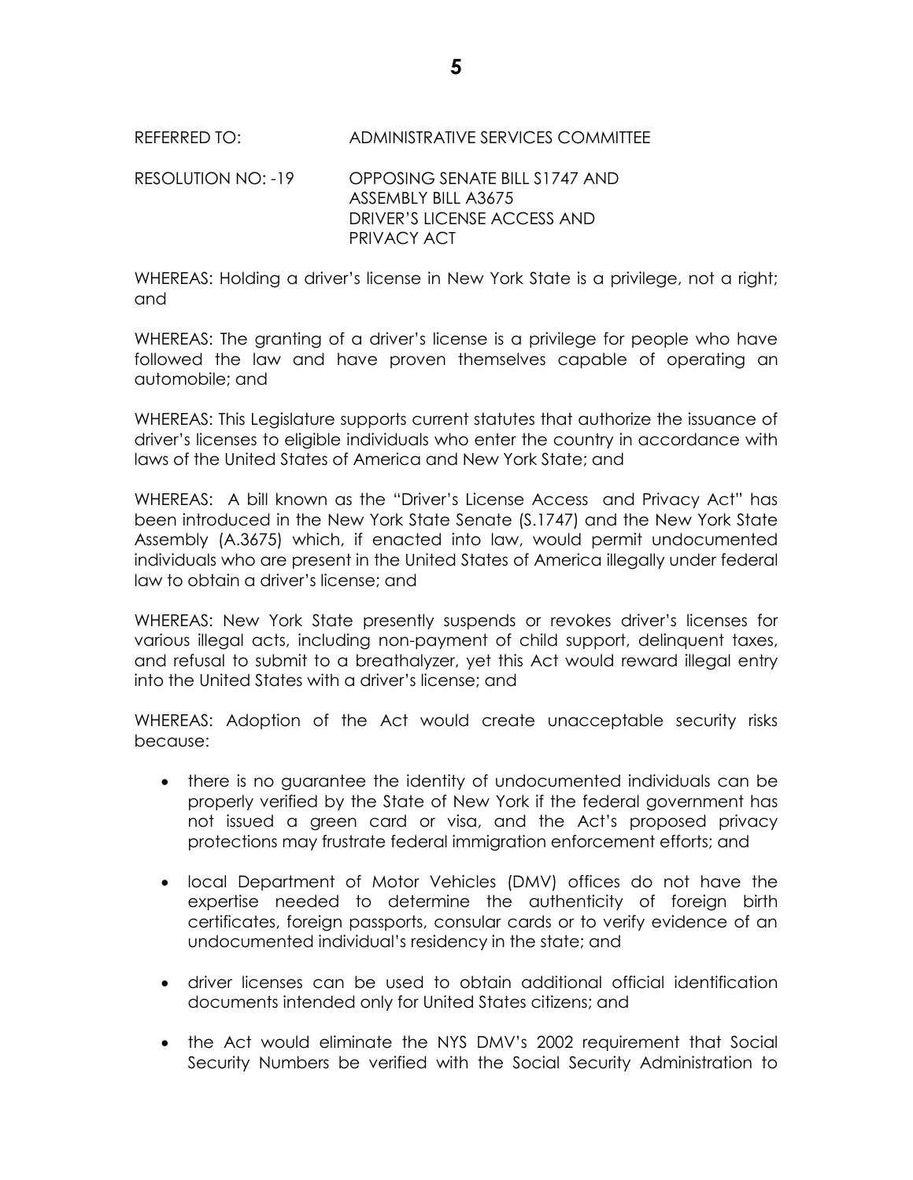REFERRED TO: ADMINISTRATIVE SERVICES COMMITTEE

RESOLUTION NO: -19 OPPOSING SENATE BILL S1747 AND ASSEMBLY BILL A3675 DRIVER'S LICENSE ACCESS AND PRIVACY ACT

WHEREAS: Holding a driver's license in New York State is a privilege, not a right; and

WHEREAS: The granting of a driver's license is a privilege for people who have followed the law and have proven themselves capable of operating an automobile; and

WHEREAS: This Legislature supports current statutes that authorize the issuance of driver's licenses to eligible individuals who enter the country in accordance with laws of the United States of America and New York State; and

WHEREAS: A bill known as the "Driver's License Access and Privacy Act" has been introduced in the New York State Senate (S.1747) and the New York State Assembly (A.3675) which, if enacted into law, would permit undocumented individuals who are present in the United States of America illegally under federal law to obtain a driver's license; and

WHEREAS: New York State presently suspends or revokes driver's licenses for various illegal acts, including non-payment of child support, delinquent taxes, and refusal to submit to a breathalyzer, yet this Act would reward illegal entry into the United States with a driver's license; and

WHEREAS: Adoption of the Act would create unacceptable security risks because:

- there is no guarantee the identity of undocumented individuals can be properly verified by the State of New York if the federal government has not issued a green card or visa, and the Act's proposed privacy protections may frustrate federal immigration enforcement efforts; and
- local Department of Motor Vehicles (DMV) offices do not have the expertise needed to determine the authenticity of foreign birth certificates, foreign passports, consular cards or to verify evidence of an undocumented individual's residency in the state; and
- driver licenses can be used to obtain additional official identification documents intended only for United States citizens; and
- the Act would eliminate the NYS DMV's 2002 requirement that Social Security Numbers be verified with the Social Security Administration to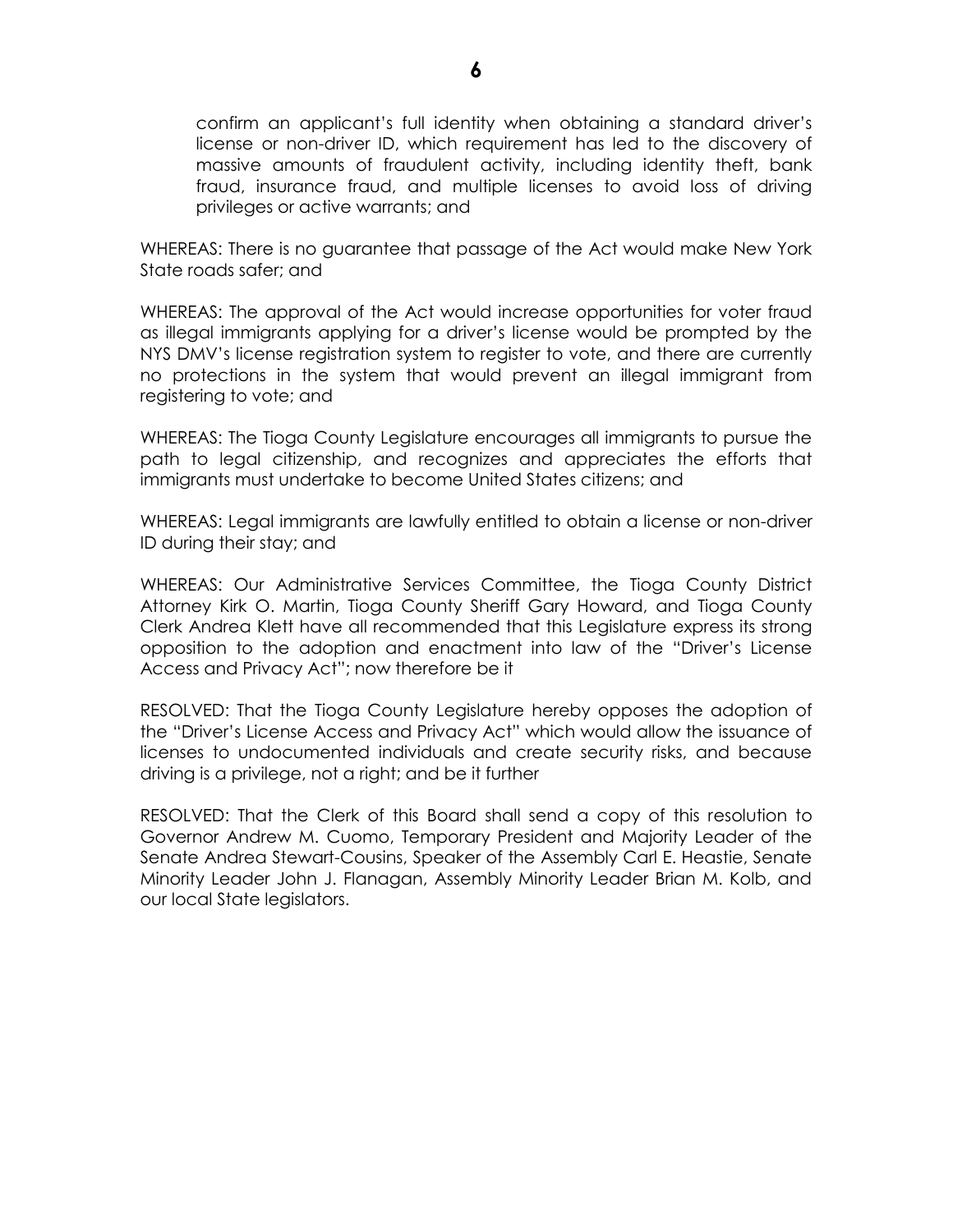confirm an applicant's full identity when obtaining a standard driver's license or non-driver ID, which requirement has led to the discovery of massive amounts of fraudulent activity, including identity theft, bank fraud, insurance fraud, and multiple licenses to avoid loss of driving privileges or active warrants; and

WHEREAS: There is no guarantee that passage of the Act would make New York State roads safer; and

WHEREAS: The approval of the Act would increase opportunities for voter fraud as illegal immigrants applying for a driver's license would be prompted by the NYS DMV's license registration system to register to vote, and there are currently no protections in the system that would prevent an illegal immigrant from registering to vote; and

WHEREAS: The Tioga County Legislature encourages all immigrants to pursue the path to legal citizenship, and recognizes and appreciates the efforts that immigrants must undertake to become United States citizens; and

WHEREAS: Legal immigrants are lawfully entitled to obtain a license or non-driver ID during their stay; and

WHEREAS: Our Administrative Services Committee, the Tioga County District Attorney Kirk O. Martin, Tioga County Sheriff Gary Howard, and Tioga County Clerk Andrea Klett have all recommended that this Legislature express its strong opposition to the adoption and enactment into law of the "Driver's License Access and Privacy Act"; now therefore be it

RESOLVED: That the Tioga County Legislature hereby opposes the adoption of the "Driver's License Access and Privacy Act" which would allow the issuance of licenses to undocumented individuals and create security risks, and because driving is a privilege, not a right; and be it further

RESOLVED: That the Clerk of this Board shall send a copy of this resolution to Governor Andrew M. Cuomo, Temporary President and Majority Leader of the Senate Andrea Stewart-Cousins, Speaker of the Assembly Carl E. Heastie, Senate Minority Leader John J. Flanagan, Assembly Minority Leader Brian M. Kolb, and our local State legislators.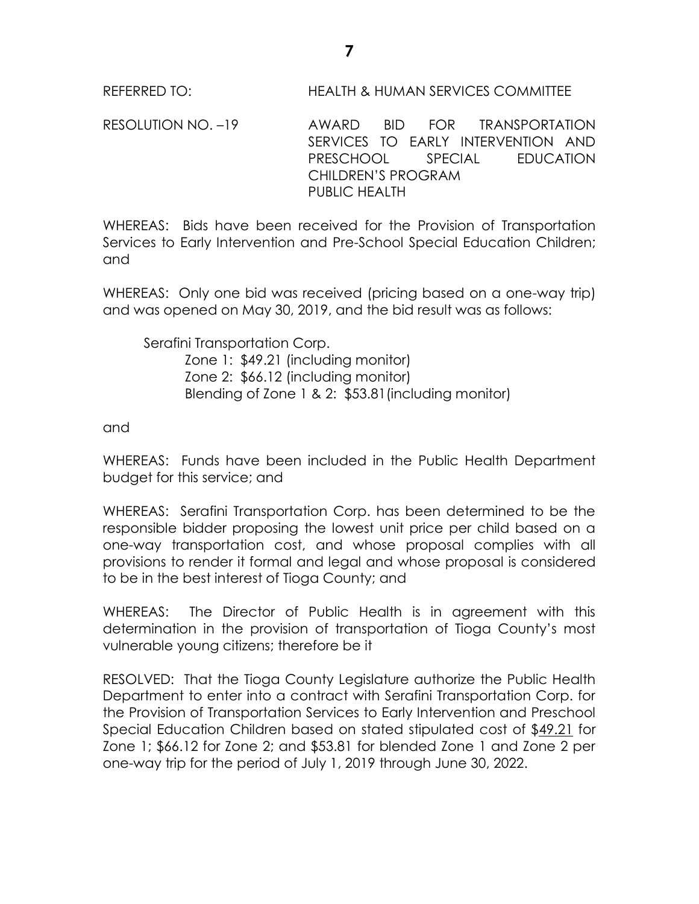REFERRED TO: HEALTH & HUMAN SERVICES COMMITTEE

RESOLUTION NO. –19 AWARD BID FOR TRANSPORTATION SERVICES TO EARLY INTERVENTION AND PRESCHOOL SPECIAL EDUCATION CHILDREN'S PROGRAM PUBLIC HEALTH

WHEREAS: Bids have been received for the Provision of Transportation Services to Early Intervention and Pre-School Special Education Children; and

WHEREAS: Only one bid was received (pricing based on a one-way trip) and was opened on May 30, 2019, and the bid result was as follows:

Serafini Transportation Corp.
- Zone 1: $49.21 (including monitor)
- Zone 2: $66.12 (including monitor)
- Blending of Zone 1 & 2: $53.81 (including monitor)

and

WHEREAS: Funds have been included in the Public Health Department budget for this service; and

WHEREAS: Serafini Transportation Corp. has been determined to be the responsible bidder proposing the lowest unit price per child based on a one-way transportation cost, and whose proposal complies with all provisions to render it formal and legal and whose proposal is considered to be in the best interest of Tioga County; and

WHEREAS: The Director of Public Health is in agreement with this determination in the provision of transportation of Tioga County's most vulnerable young citizens; therefore be it

RESOLVED: That the Tioga County Legislature authorize the Public Health Department to enter into a contract with Serafini Transportation Corp. for the Provision of Transportation Services to Early Intervention and Preschool Special Education Children based on stated stipulated cost of $49.21 for Zone 1; $66.12 for Zone 2; and $53.81 for blended Zone 1 and Zone 2 per one-way trip for the period of July 1, 2019 through June 30, 2022.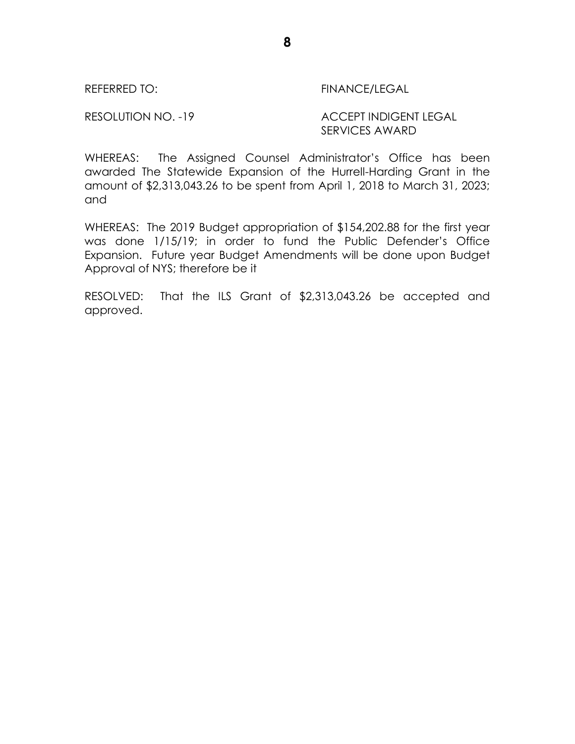REFERRED TO: FINANCE/LEGAL

RESOLUTION NO. -19 ACCEPT INDIGENT LEGAL SERVICES AWARD

WHEREAS: The Assigned Counsel Administrator's Office has been awarded The Statewide Expansion of the Hurrell-Harding Grant in the amount of $2,313,043.26 to be spent from April 1, 2018 to March 31, 2023; and

WHEREAS: The 2019 Budget appropriation of $154,202.88 for the first year was done 1/15/19; in order to fund the Public Defender's Office Expansion. Future year Budget Amendments will be done upon Budget Approval of NYS; therefore be it

RESOLVED: That the ILS Grant of $2,313,043.26 be accepted and approved.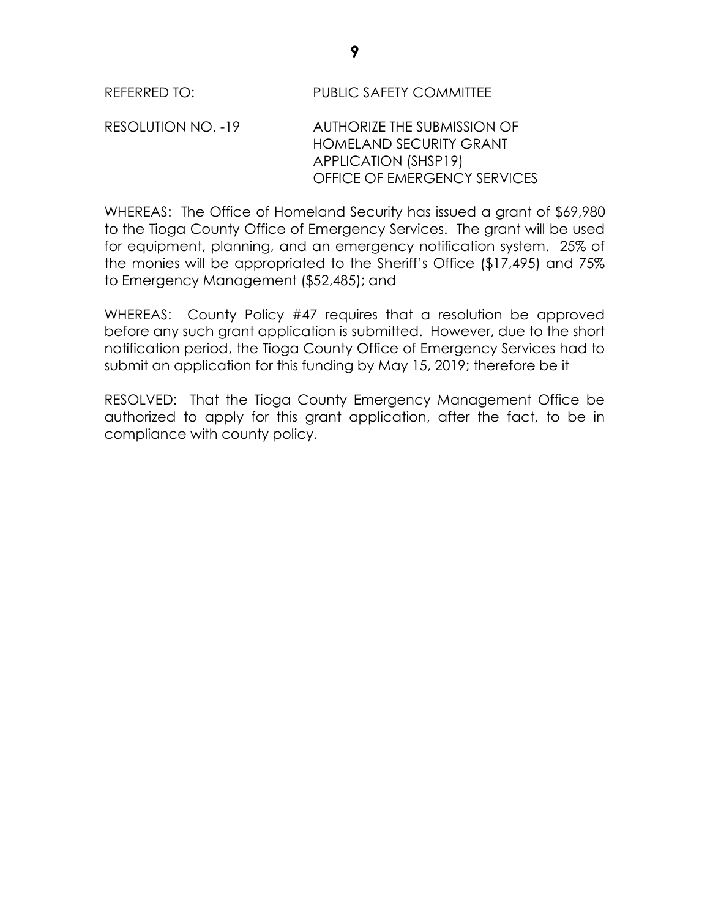REFERRED TO: PUBLIC SAFETY COMMITTEE

RESOLUTION NO. -19 AUTHORIZE THE SUBMISSION OF HOMELAND SECURITY GRANT APPLICATION (SHSP19) OFFICE OF EMERGENCY SERVICES

WHEREAS: The Office of Homeland Security has issued a grant of $69,980 to the Tioga County Office of Emergency Services. The grant will be used for equipment, planning, and an emergency notification system. 25% of the monies will be appropriated to the Sheriff's Office ($17,495) and 75% to Emergency Management ($52,485); and

WHEREAS: County Policy #47 requires that a resolution be approved before any such grant application is submitted. However, due to the short notification period, the Tioga County Office of Emergency Services had to submit an application for this funding by May 15, 2019; therefore be it

RESOLVED: That the Tioga County Emergency Management Office be authorized to apply for this grant application, after the fact, to be in compliance with county policy.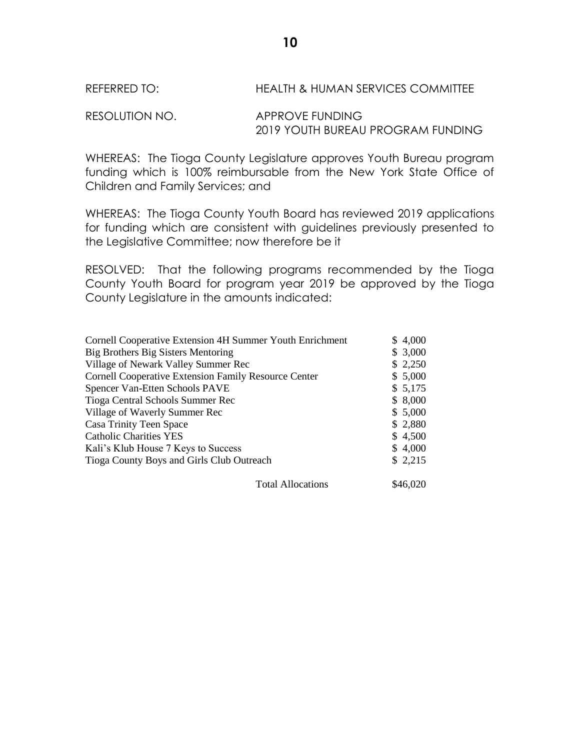REFERRED TO: HEALTH & HUMAN SERVICES COMMITTEE

RESOLUTION NO. APPROVE FUNDING
2019 YOUTH BUREAU PROGRAM FUNDING

WHEREAS: The Tioga County Legislature approves Youth Bureau program funding which is 100% reimbursable from the New York State Office of Children and Family Services; and

WHEREAS: The Tioga County Youth Board has reviewed 2019 applications for funding which are consistent with guidelines previously presented to the Legislative Committee; now therefore be it

RESOLVED: That the following programs recommended by the Tioga County Youth Board for program year 2019 be approved by the Tioga County Legislature in the amounts indicated:

| Program | Amount |
|---|---|
| Cornell Cooperative Extension 4H Summer Youth Enrichment | $ 4,000 |
| Big Brothers Big Sisters Mentoring | $ 3,000 |
| Village of Newark Valley Summer Rec | $ 2,250 |
| Cornell Cooperative Extension Family Resource Center | $ 5,000 |
| Spencer Van-Etten Schools PAVE | $ 5,175 |
| Tioga Central Schools Summer Rec | $ 8,000 |
| Village of Waverly Summer Rec | $ 5,000 |
| Casa Trinity Teen Space | $ 2,880 |
| Catholic Charities YES | $ 4,500 |
| Kali's Klub House 7 Keys to Success | $ 4,000 |
| Tioga County Boys and Girls Club Outreach | $ 2,215 |
| Total Allocations | $46,020 |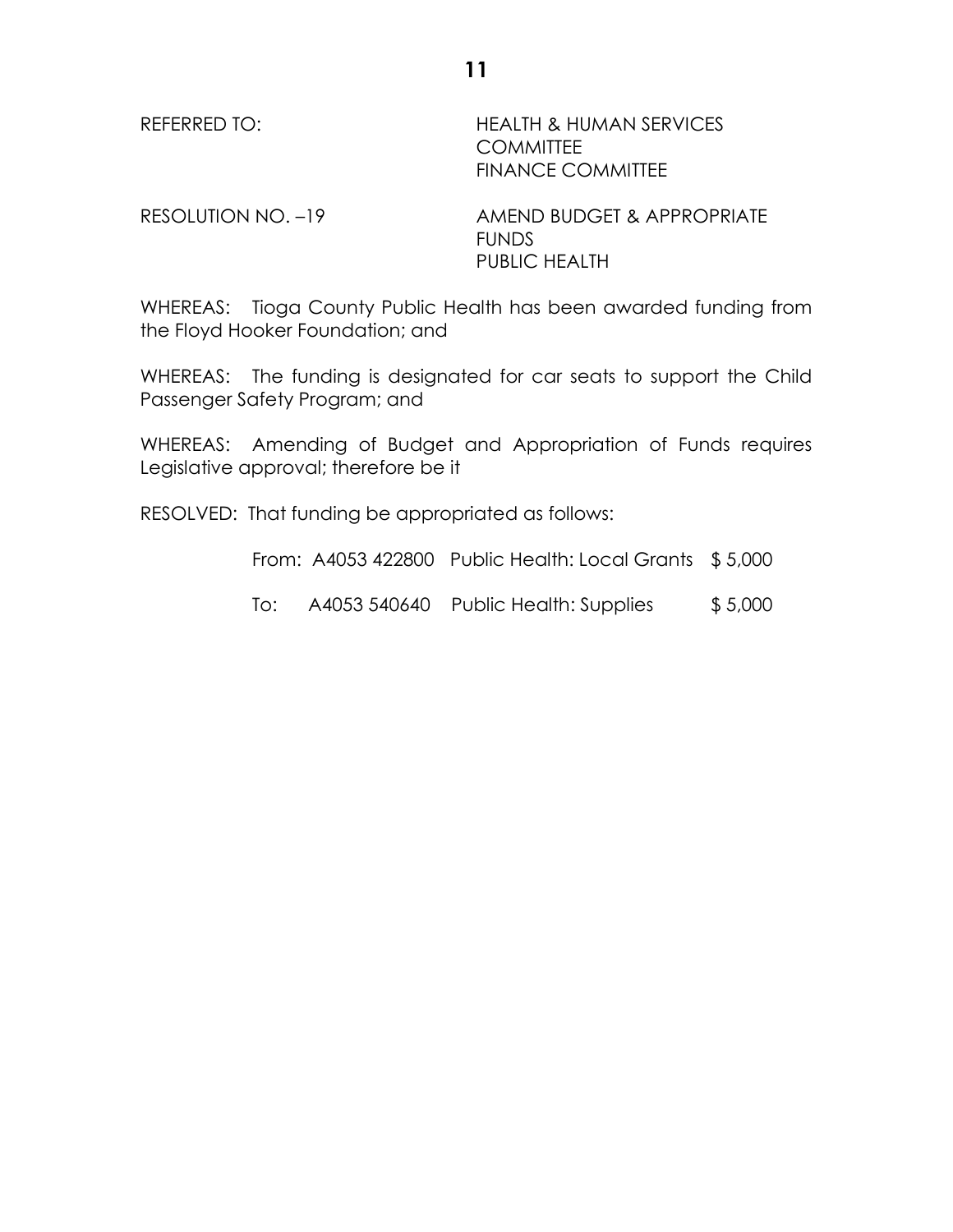REFERRED TO: HEALTH & HUMAN SERVICES COMMITTEE
FINANCE COMMITTEE

RESOLUTION NO. –19 AMEND BUDGET & APPROPRIATE FUNDS
PUBLIC HEALTH

WHEREAS: Tioga County Public Health has been awarded funding from the Floyd Hooker Foundation; and

WHEREAS: The funding is designated for car seats to support the Child Passenger Safety Program; and

WHEREAS: Amending of Budget and Appropriation of Funds requires Legislative approval; therefore be it

RESOLVED: That funding be appropriated as follows:

| | | | |
|---|---|---|---|
| From: | A4053 422800 | Public Health: Local Grants | $ 5,000 |
| To: | A4053 540640 | Public Health: Supplies | $ 5,000 |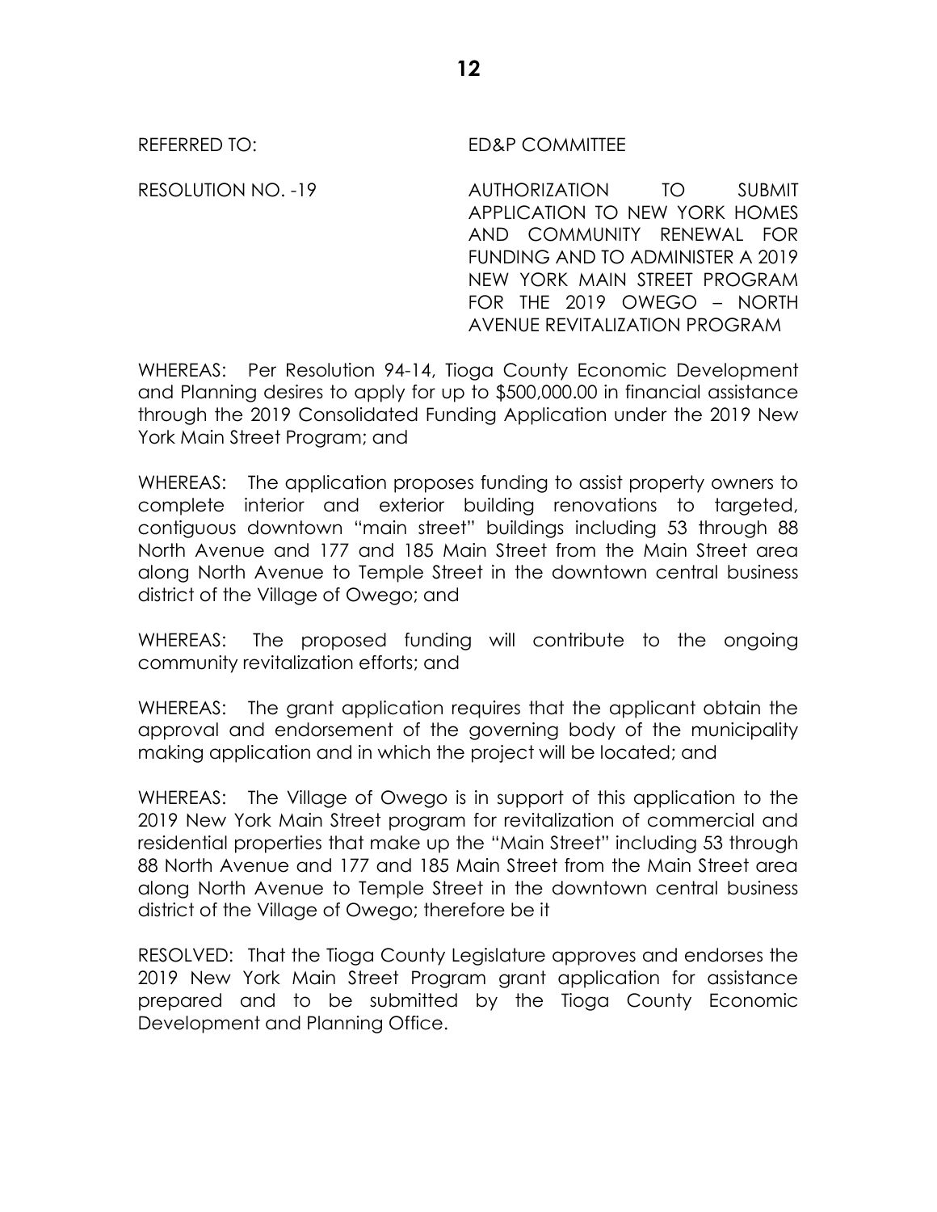REFERRED TO: ED&P COMMITTEE

RESOLUTION NO. -19 AUTHORIZATION TO SUBMIT APPLICATION TO NEW YORK HOMES AND COMMUNITY RENEWAL FOR FUNDING AND TO ADMINISTER A 2019 NEW YORK MAIN STREET PROGRAM FOR THE 2019 OWEGO – NORTH AVENUE REVITALIZATION PROGRAM

WHEREAS: Per Resolution 94-14, Tioga County Economic Development and Planning desires to apply for up to $500,000.00 in financial assistance through the 2019 Consolidated Funding Application under the 2019 New York Main Street Program; and

WHEREAS: The application proposes funding to assist property owners to complete interior and exterior building renovations to targeted, contiguous downtown "main street" buildings including 53 through 88 North Avenue and 177 and 185 Main Street from the Main Street area along North Avenue to Temple Street in the downtown central business district of the Village of Owego; and

WHEREAS: The proposed funding will contribute to the ongoing community revitalization efforts; and

WHEREAS: The grant application requires that the applicant obtain the approval and endorsement of the governing body of the municipality making application and in which the project will be located; and

WHEREAS: The Village of Owego is in support of this application to the 2019 New York Main Street program for revitalization of commercial and residential properties that make up the "Main Street" including 53 through 88 North Avenue and 177 and 185 Main Street from the Main Street area along North Avenue to Temple Street in the downtown central business district of the Village of Owego; therefore be it

RESOLVED: That the Tioga County Legislature approves and endorses the 2019 New York Main Street Program grant application for assistance prepared and to be submitted by the Tioga County Economic Development and Planning Office.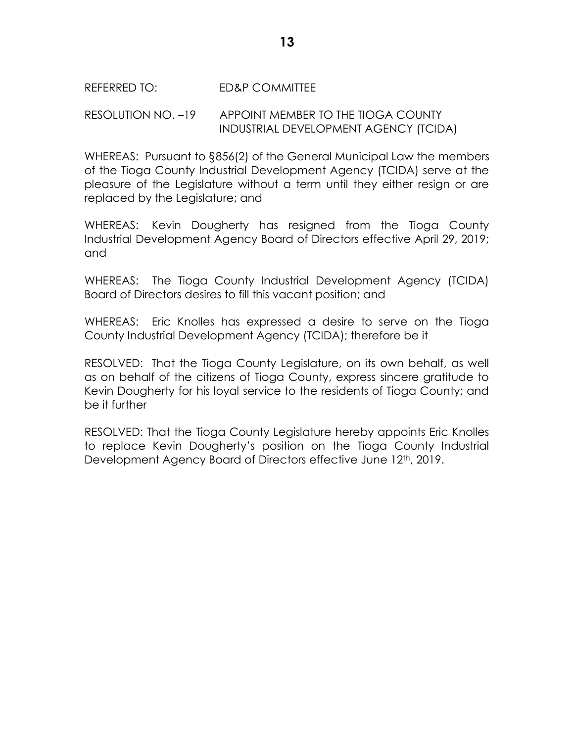REFERRED TO: ED&P COMMITTEE

RESOLUTION NO. –19 APPOINT MEMBER TO THE TIOGA COUNTY INDUSTRIAL DEVELOPMENT AGENCY (TCIDA)

WHEREAS: Pursuant to §856(2) of the General Municipal Law the members of the Tioga County Industrial Development Agency (TCIDA) serve at the pleasure of the Legislature without a term until they either resign or are replaced by the Legislature; and

WHEREAS: Kevin Dougherty has resigned from the Tioga County Industrial Development Agency Board of Directors effective April 29, 2019; and

WHEREAS: The Tioga County Industrial Development Agency (TCIDA) Board of Directors desires to fill this vacant position; and

WHEREAS: Eric Knolles has expressed a desire to serve on the Tioga County Industrial Development Agency (TCIDA); therefore be it

RESOLVED: That the Tioga County Legislature, on its own behalf, as well as on behalf of the citizens of Tioga County, express sincere gratitude to Kevin Dougherty for his loyal service to the residents of Tioga County; and be it further

RESOLVED: That the Tioga County Legislature hereby appoints Eric Knolles to replace Kevin Dougherty's position on the Tioga County Industrial Development Agency Board of Directors effective June 12th, 2019.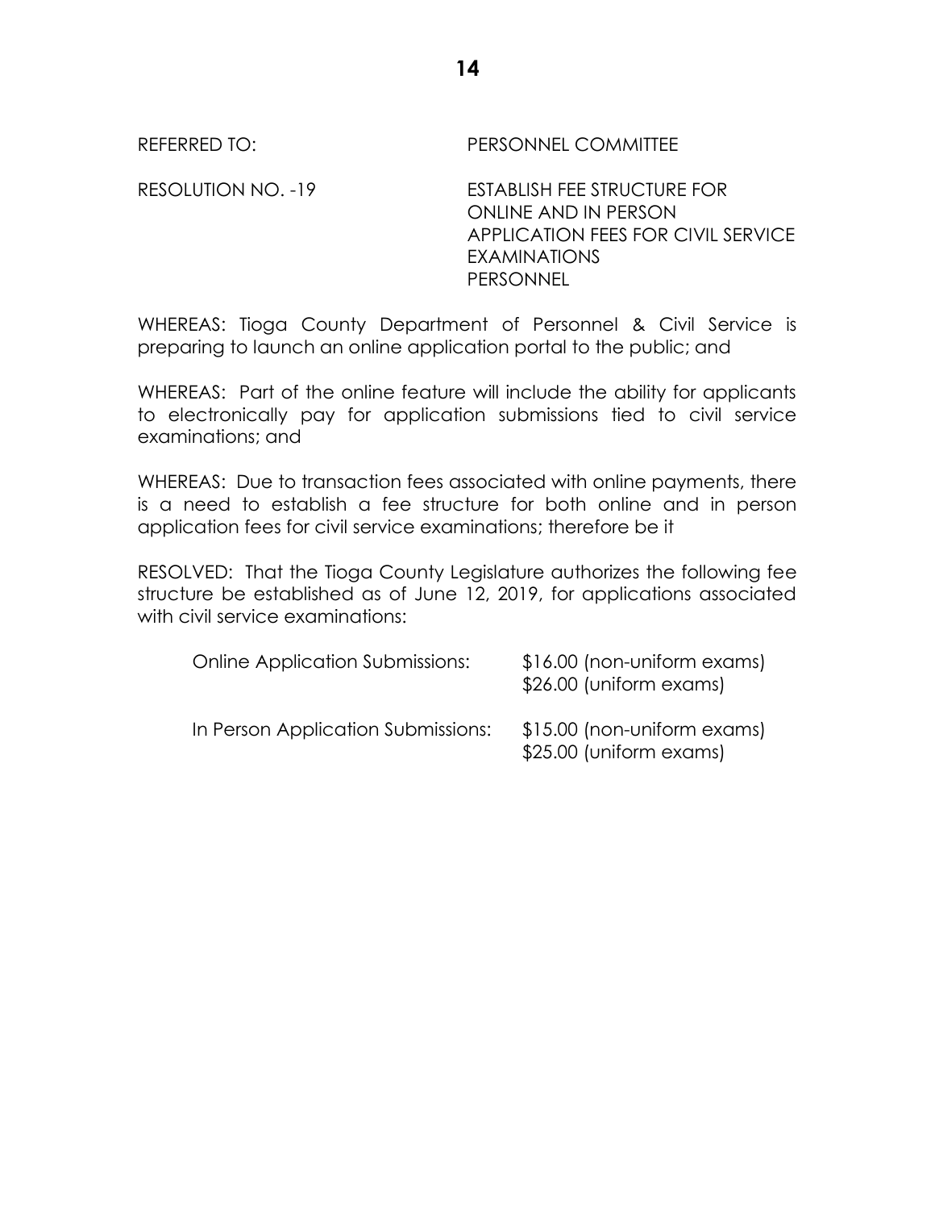REFERRED TO: PERSONNEL COMMITTEE

RESOLUTION NO. -19 ESTABLISH FEE STRUCTURE FOR ONLINE AND IN PERSON APPLICATION FEES FOR CIVIL SERVICE EXAMINATIONS PERSONNEL

WHEREAS: Tioga County Department of Personnel & Civil Service is preparing to launch an online application portal to the public; and

WHEREAS: Part of the online feature will include the ability for applicants to electronically pay for application submissions tied to civil service examinations; and

WHEREAS: Due to transaction fees associated with online payments, there is a need to establish a fee structure for both online and in person application fees for civil service examinations; therefore be it

RESOLVED: That the Tioga County Legislature authorizes the following fee structure be established as of June 12, 2019, for applications associated with civil service examinations:

| | |
|---|---|
| Online Application Submissions: | $16.00 (non-uniform exams)<br>$26.00 (uniform exams) |
| In Person Application Submissions: | $15.00 (non-uniform exams)<br>$25.00 (uniform exams) |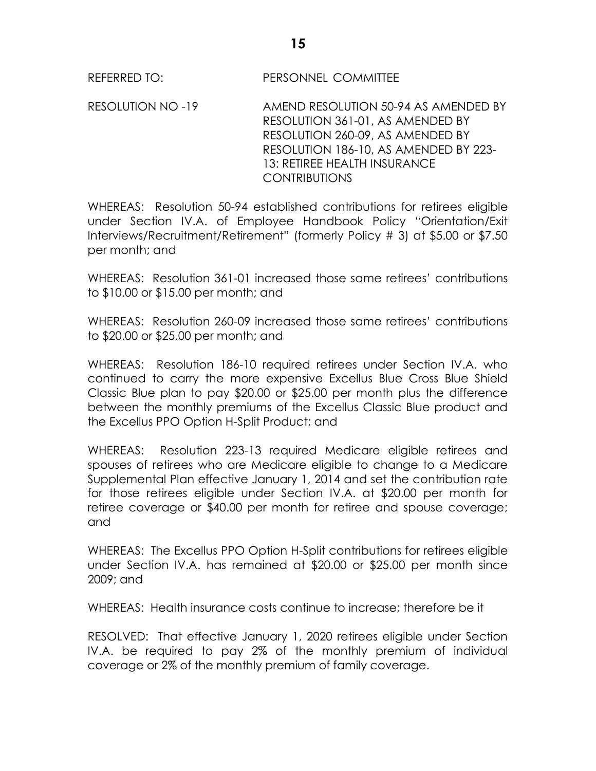REFERRED TO: PERSONNEL COMMITTEE

RESOLUTION NO -19 AMEND RESOLUTION 50-94 AS AMENDED BY RESOLUTION 361-01, AS AMENDED BY RESOLUTION 260-09, AS AMENDED BY RESOLUTION 186-10, AS AMENDED BY 223-13: RETIREE HEALTH INSURANCE CONTRIBUTIONS

WHEREAS: Resolution 50-94 established contributions for retirees eligible under Section IV.A. of Employee Handbook Policy "Orientation/Exit Interviews/Recruitment/Retirement" (formerly Policy # 3) at $5.00 or $7.50 per month; and

WHEREAS: Resolution 361-01 increased those same retirees' contributions to $10.00 or $15.00 per month; and

WHEREAS: Resolution 260-09 increased those same retirees' contributions to $20.00 or $25.00 per month; and

WHEREAS: Resolution 186-10 required retirees under Section IV.A. who continued to carry the more expensive Excellus Blue Cross Blue Shield Classic Blue plan to pay $20.00 or $25.00 per month plus the difference between the monthly premiums of the Excellus Classic Blue product and the Excellus PPO Option H-Split Product; and

WHEREAS: Resolution 223-13 required Medicare eligible retirees and spouses of retirees who are Medicare eligible to change to a Medicare Supplemental Plan effective January 1, 2014 and set the contribution rate for those retirees eligible under Section IV.A. at $20.00 per month for retiree coverage or $40.00 per month for retiree and spouse coverage; and

WHEREAS: The Excellus PPO Option H-Split contributions for retirees eligible under Section IV.A. has remained at $20.00 or $25.00 per month since 2009; and

WHEREAS: Health insurance costs continue to increase; therefore be it

RESOLVED: That effective January 1, 2020 retirees eligible under Section IV.A. be required to pay 2% of the monthly premium of individual coverage or 2% of the monthly premium of family coverage.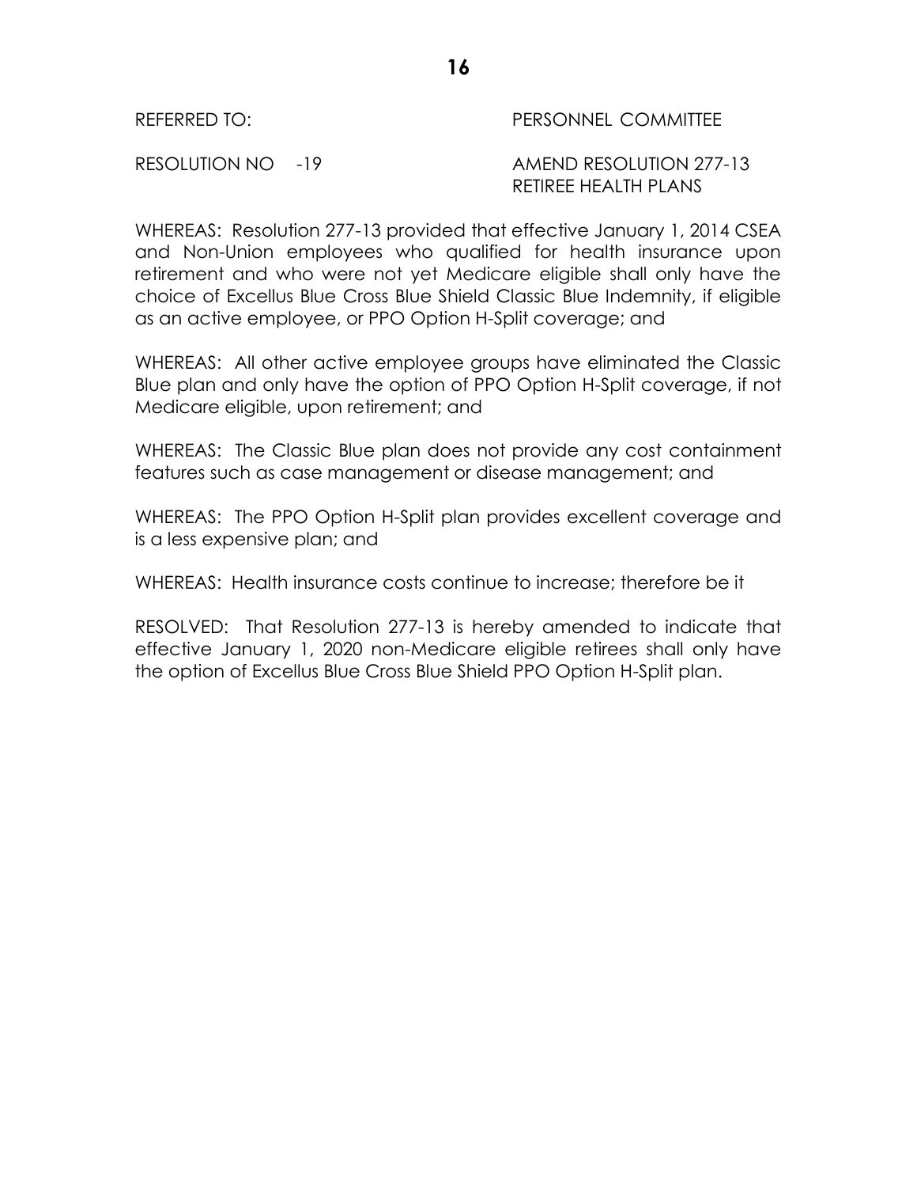REFERRED TO: PERSONNEL COMMITTEE

RESOLUTION NO -19 AMEND RESOLUTION 277-13 RETIREE HEALTH PLANS

WHEREAS: Resolution 277-13 provided that effective January 1, 2014 CSEA and Non-Union employees who qualified for health insurance upon retirement and who were not yet Medicare eligible shall only have the choice of Excellus Blue Cross Blue Shield Classic Blue Indemnity, if eligible as an active employee, or PPO Option H-Split coverage; and

WHEREAS: All other active employee groups have eliminated the Classic Blue plan and only have the option of PPO Option H-Split coverage, if not Medicare eligible, upon retirement; and

WHEREAS: The Classic Blue plan does not provide any cost containment features such as case management or disease management; and

WHEREAS: The PPO Option H-Split plan provides excellent coverage and is a less expensive plan; and

WHEREAS: Health insurance costs continue to increase; therefore be it

RESOLVED: That Resolution 277-13 is hereby amended to indicate that effective January 1, 2020 non-Medicare eligible retirees shall only have the option of Excellus Blue Cross Blue Shield PPO Option H-Split plan.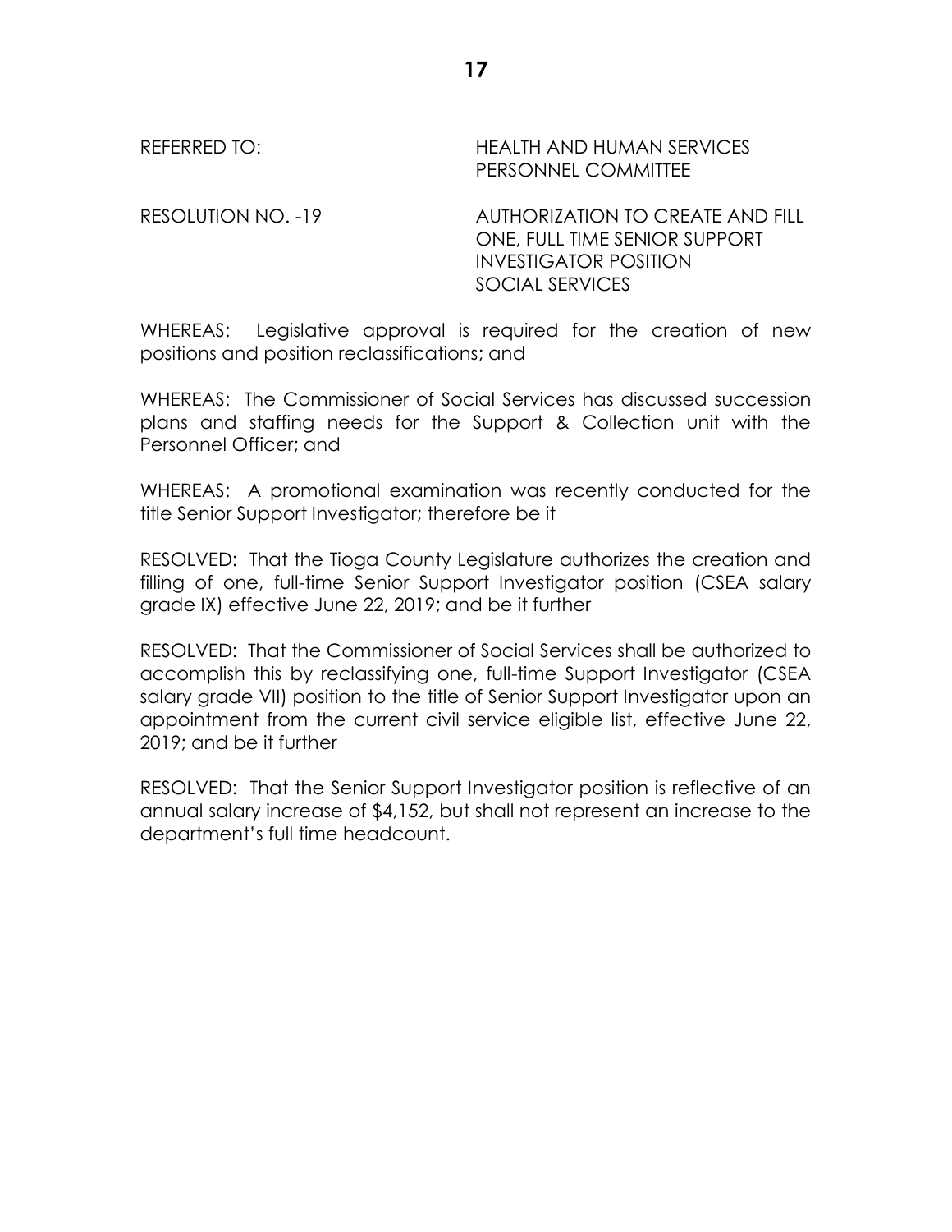REFERRED TO: HEALTH AND HUMAN SERVICES
PERSONNEL COMMITTEE

RESOLUTION NO. -19 AUTHORIZATION TO CREATE AND FILL ONE, FULL TIME SENIOR SUPPORT INVESTIGATOR POSITION
SOCIAL SERVICES

WHEREAS: Legislative approval is required for the creation of new positions and position reclassifications; and

WHEREAS: The Commissioner of Social Services has discussed succession plans and staffing needs for the Support & Collection unit with the Personnel Officer; and

WHEREAS: A promotional examination was recently conducted for the title Senior Support Investigator; therefore be it

RESOLVED: That the Tioga County Legislature authorizes the creation and filling of one, full-time Senior Support Investigator position (CSEA salary grade IX) effective June 22, 2019; and be it further

RESOLVED: That the Commissioner of Social Services shall be authorized to accomplish this by reclassifying one, full-time Support Investigator (CSEA salary grade VII) position to the title of Senior Support Investigator upon an appointment from the current civil service eligible list, effective June 22, 2019; and be it further

RESOLVED: That the Senior Support Investigator position is reflective of an annual salary increase of $4,152, but shall not represent an increase to the department's full time headcount.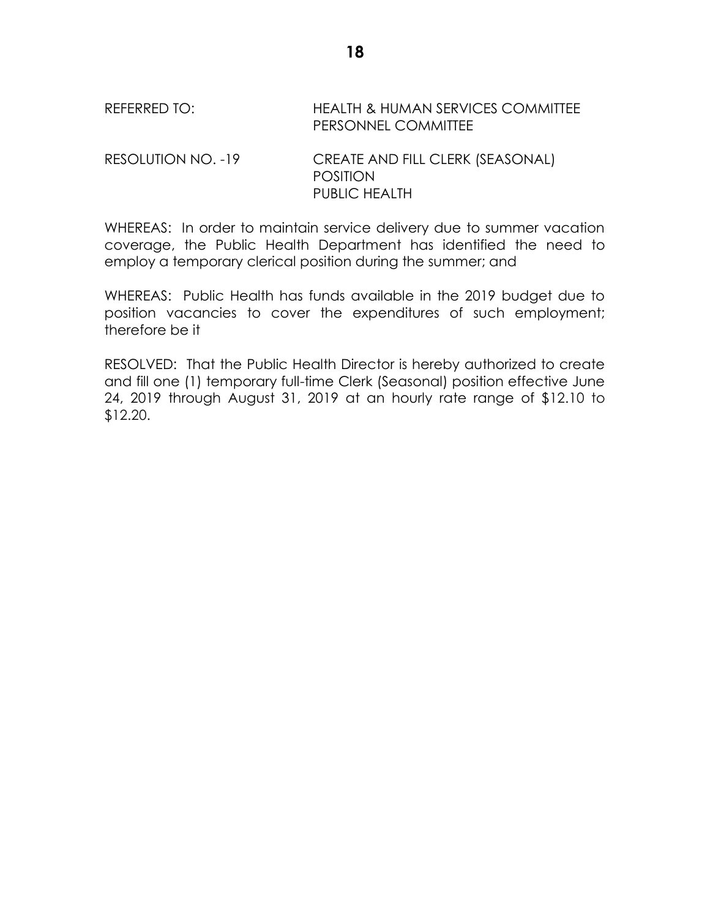REFERRED TO: HEALTH & HUMAN SERVICES COMMITTEE
PERSONNEL COMMITTEE

RESOLUTION NO. -19 CREATE AND FILL CLERK (SEASONAL) POSITION
PUBLIC HEALTH

WHEREAS: In order to maintain service delivery due to summer vacation coverage, the Public Health Department has identified the need to employ a temporary clerical position during the summer; and

WHEREAS: Public Health has funds available in the 2019 budget due to position vacancies to cover the expenditures of such employment; therefore be it

RESOLVED: That the Public Health Director is hereby authorized to create and fill one (1) temporary full-time Clerk (Seasonal) position effective June 24, 2019 through August 31, 2019 at an hourly rate range of $12.10 to $12.20.